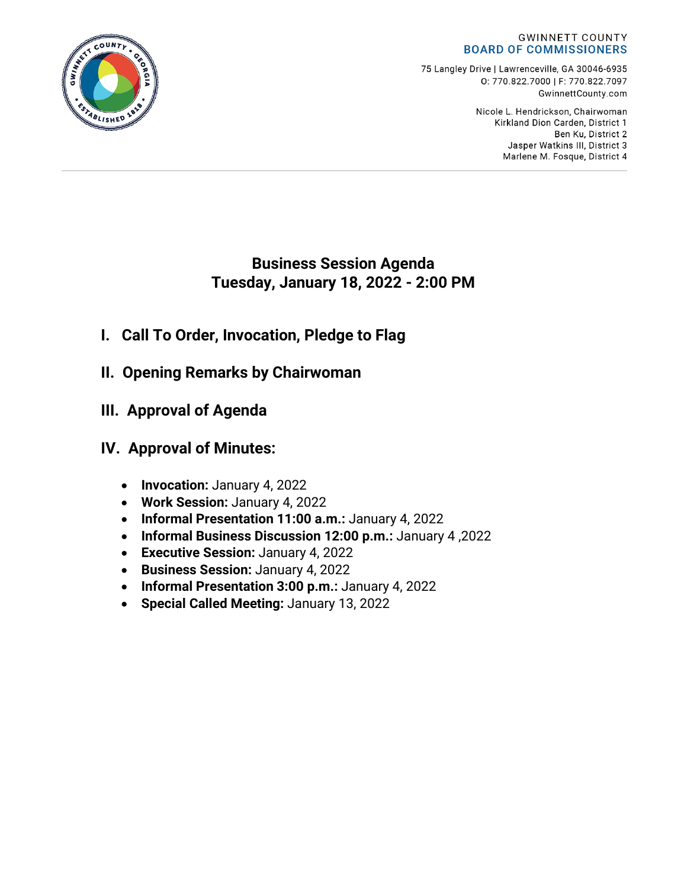GWINNETT COUNTY
**BOARD OF COMMISSIONERS**

75 Langley Drive | Lawrenceville, GA 30046-6935
O: 770.822.7000 | F: 770.822.7097
GwinnettCounty.com

Nicole L. Hendrickson, Chairwoman
Kirkland Dion Carden, District 1
Ben Ku, District 2
Jasper Watkins III, District 3
Marlene M. Fosque, District 4

# Business Session Agenda
# Tuesday, January 18, 2022 - 2:00 PM

## I. Call To Order, Invocation, Pledge to Flag

## II. Opening Remarks by Chairwoman

## III. Approval of Agenda

## IV. Approval of Minutes:

- **Invocation:** January 4, 2022
- **Work Session:** January 4, 2022
- **Informal Presentation 11:00 a.m.:** January 4, 2022
- **Informal Business Discussion 12:00 p.m.:** January 4 ,2022
- **Executive Session:** January 4, 2022
- **Business Session:** January 4, 2022
- **Informal Presentation 3:00 p.m.:** January 4, 2022
- **Special Called Meeting:** January 13, 2022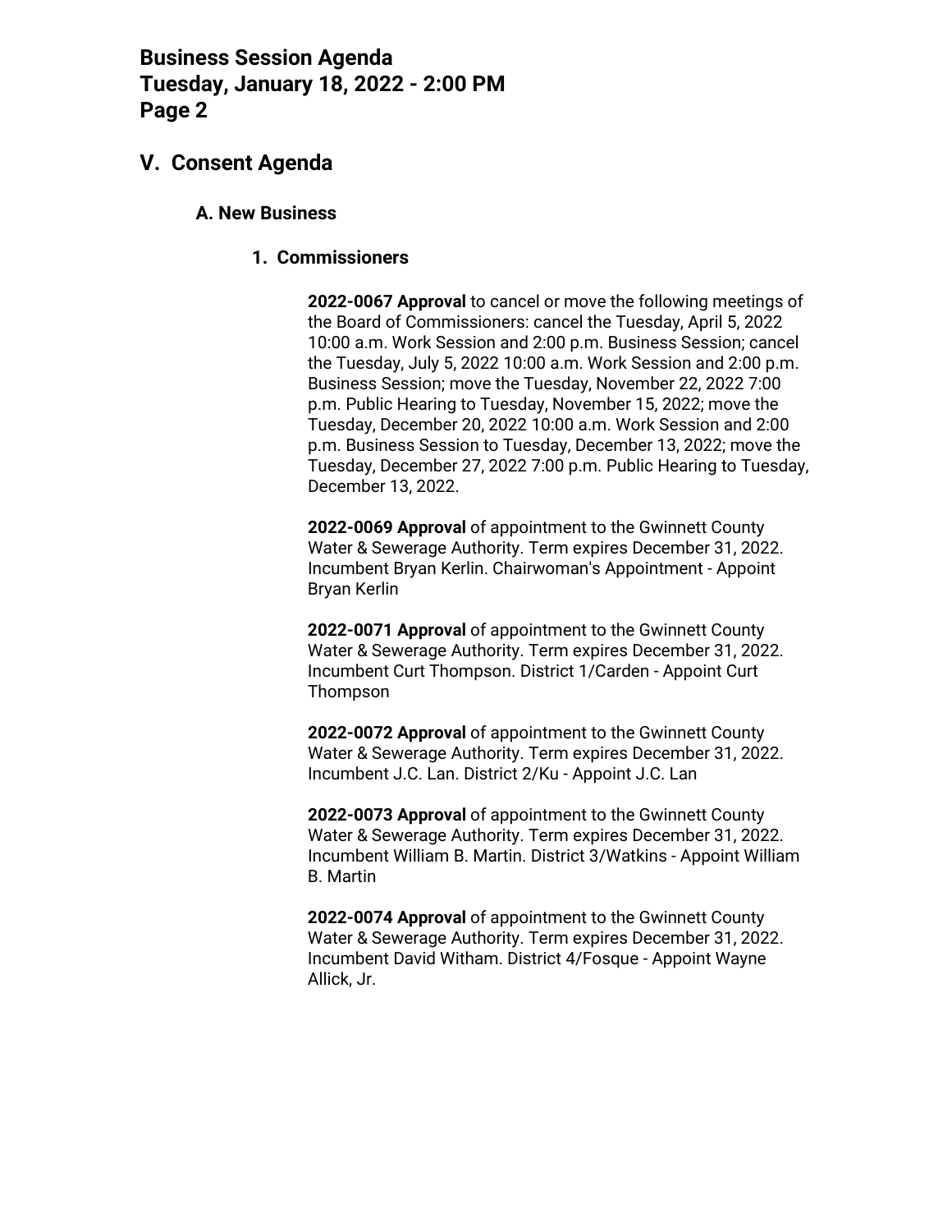# V. Consent Agenda

## A. New Business

### 1. Commissioners

**2022-0067 Approval** to cancel or move the following meetings of the Board of Commissioners: cancel the Tuesday, April 5, 2022 10:00 a.m. Work Session and 2:00 p.m. Business Session; cancel the Tuesday, July 5, 2022 10:00 a.m. Work Session and 2:00 p.m. Business Session; move the Tuesday, November 22, 2022 7:00 p.m. Public Hearing to Tuesday, November 15, 2022; move the Tuesday, December 20, 2022 10:00 a.m. Work Session and 2:00 p.m. Business Session to Tuesday, December 13, 2022; move the Tuesday, December 27, 2022 7:00 p.m. Public Hearing to Tuesday, December 13, 2022.

**2022-0069 Approval** of appointment to the Gwinnett County Water & Sewerage Authority. Term expires December 31, 2022. Incumbent Bryan Kerlin. Chairwoman's Appointment - Appoint Bryan Kerlin

**2022-0071 Approval** of appointment to the Gwinnett County Water & Sewerage Authority. Term expires December 31, 2022. Incumbent Curt Thompson. District 1/Carden - Appoint Curt Thompson

**2022-0072 Approval** of appointment to the Gwinnett County Water & Sewerage Authority. Term expires December 31, 2022. Incumbent J.C. Lan. District 2/Ku - Appoint J.C. Lan

**2022-0073 Approval** of appointment to the Gwinnett County Water & Sewerage Authority. Term expires December 31, 2022. Incumbent William B. Martin. District 3/Watkins - Appoint William B. Martin

**2022-0074 Approval** of appointment to the Gwinnett County Water & Sewerage Authority. Term expires December 31, 2022. Incumbent David Witham. District 4/Fosque - Appoint Wayne Allick, Jr.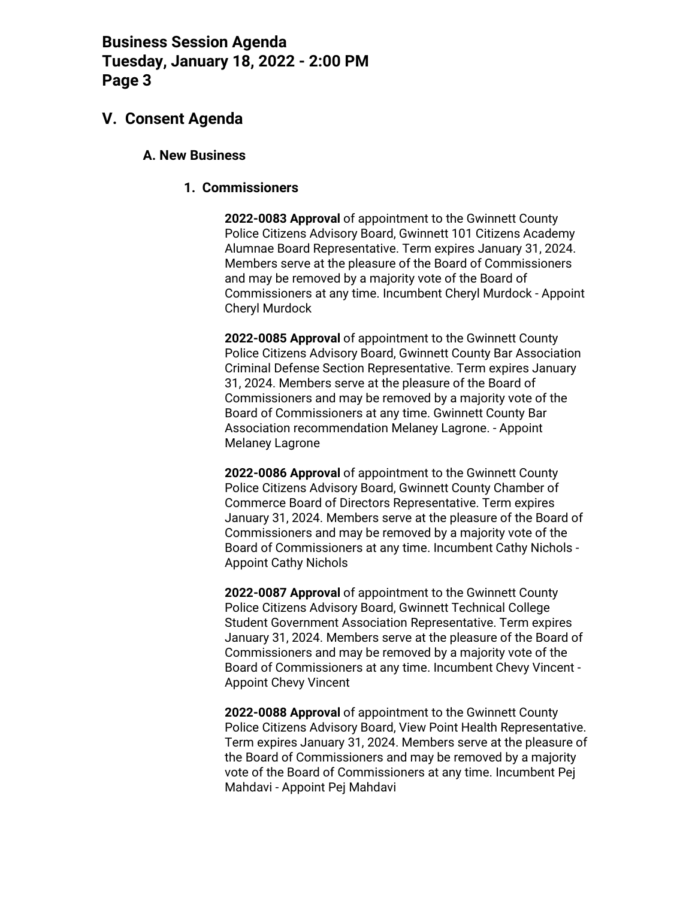## V. Consent Agenda

### A. New Business

#### 1. Commissioners

**2022-0083 Approval** of appointment to the Gwinnett County Police Citizens Advisory Board, Gwinnett 101 Citizens Academy Alumnae Board Representative. Term expires January 31, 2024. Members serve at the pleasure of the Board of Commissioners and may be removed by a majority vote of the Board of Commissioners at any time. Incumbent Cheryl Murdock - Appoint Cheryl Murdock

**2022-0085 Approval** of appointment to the Gwinnett County Police Citizens Advisory Board, Gwinnett County Bar Association Criminal Defense Section Representative. Term expires January 31, 2024. Members serve at the pleasure of the Board of Commissioners and may be removed by a majority vote of the Board of Commissioners at any time. Gwinnett County Bar Association recommendation Melaney Lagrone. - Appoint Melaney Lagrone

**2022-0086 Approval** of appointment to the Gwinnett County Police Citizens Advisory Board, Gwinnett County Chamber of Commerce Board of Directors Representative. Term expires January 31, 2024. Members serve at the pleasure of the Board of Commissioners and may be removed by a majority vote of the Board of Commissioners at any time. Incumbent Cathy Nichols - Appoint Cathy Nichols

**2022-0087 Approval** of appointment to the Gwinnett County Police Citizens Advisory Board, Gwinnett Technical College Student Government Association Representative. Term expires January 31, 2024. Members serve at the pleasure of the Board of Commissioners and may be removed by a majority vote of the Board of Commissioners at any time. Incumbent Chevy Vincent - Appoint Chevy Vincent

**2022-0088 Approval** of appointment to the Gwinnett County Police Citizens Advisory Board, View Point Health Representative. Term expires January 31, 2024. Members serve at the pleasure of the Board of Commissioners and may be removed by a majority vote of the Board of Commissioners at any time. Incumbent Pej Mahdavi - Appoint Pej Mahdavi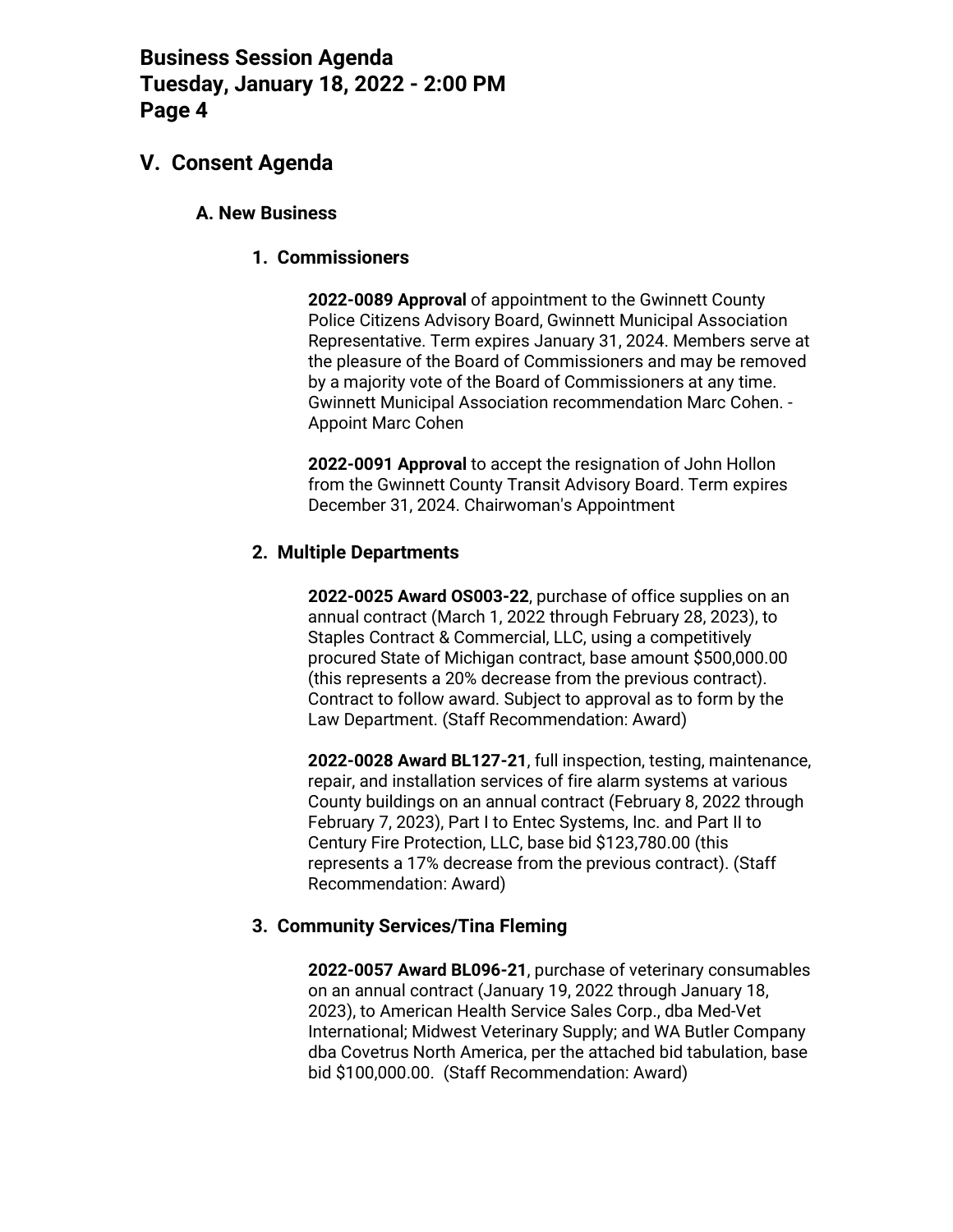## V. Consent Agenda

### A. New Business

#### 1. Commissioners

**2022-0089 Approval** of appointment to the Gwinnett County Police Citizens Advisory Board, Gwinnett Municipal Association Representative. Term expires January 31, 2024. Members serve at the pleasure of the Board of Commissioners and may be removed by a majority vote of the Board of Commissioners at any time. Gwinnett Municipal Association recommendation Marc Cohen. - Appoint Marc Cohen

**2022-0091 Approval** to accept the resignation of John Hollon from the Gwinnett County Transit Advisory Board. Term expires December 31, 2024. Chairwoman's Appointment

#### 2. Multiple Departments

**2022-0025 Award OS003-22**, purchase of office supplies on an annual contract (March 1, 2022 through February 28, 2023), to Staples Contract & Commercial, LLC, using a competitively procured State of Michigan contract, base amount $500,000.00 (this represents a 20% decrease from the previous contract). Contract to follow award. Subject to approval as to form by the Law Department. (Staff Recommendation: Award)

**2022-0028 Award BL127-21**, full inspection, testing, maintenance, repair, and installation services of fire alarm systems at various County buildings on an annual contract (February 8, 2022 through February 7, 2023), Part I to Entec Systems, Inc. and Part II to Century Fire Protection, LLC, base bid $123,780.00 (this represents a 17% decrease from the previous contract). (Staff Recommendation: Award)

#### 3. Community Services/Tina Fleming

**2022-0057 Award BL096-21**, purchase of veterinary consumables on an annual contract (January 19, 2022 through January 18, 2023), to American Health Service Sales Corp., dba Med-Vet International; Midwest Veterinary Supply; and WA Butler Company dba Covetrus North America, per the attached bid tabulation, base bid $100,000.00. (Staff Recommendation: Award)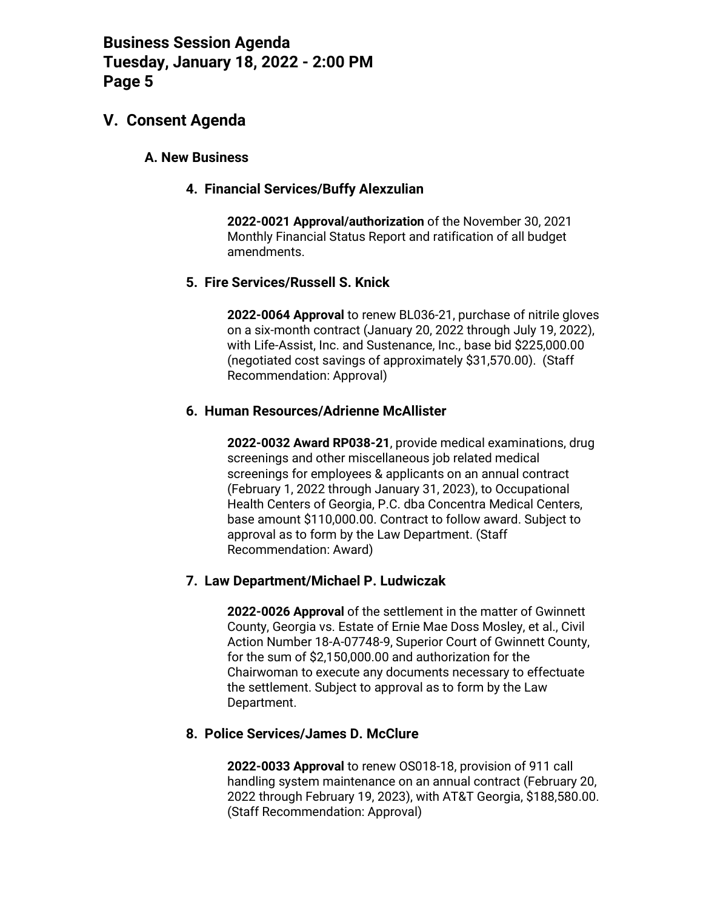## V. Consent Agenda

### A. New Business

#### 4. Financial Services/Buffy Alexzulian

**2022-0021 Approval/authorization** of the November 30, 2021 Monthly Financial Status Report and ratification of all budget amendments.

#### 5. Fire Services/Russell S. Knick

**2022-0064 Approval** to renew BL036-21, purchase of nitrile gloves on a six-month contract (January 20, 2022 through July 19, 2022), with Life-Assist, Inc. and Sustenance, Inc., base bid $225,000.00 (negotiated cost savings of approximately $31,570.00). (Staff Recommendation: Approval)

#### 6. Human Resources/Adrienne McAllister

**2022-0032 Award RP038-21**, provide medical examinations, drug screenings and other miscellaneous job related medical screenings for employees & applicants on an annual contract (February 1, 2022 through January 31, 2023), to Occupational Health Centers of Georgia, P.C. dba Concentra Medical Centers, base amount $110,000.00. Contract to follow award. Subject to approval as to form by the Law Department. (Staff Recommendation: Award)

#### 7. Law Department/Michael P. Ludwiczak

**2022-0026 Approval** of the settlement in the matter of Gwinnett County, Georgia vs. Estate of Ernie Mae Doss Mosley, et al., Civil Action Number 18-A-07748-9, Superior Court of Gwinnett County, for the sum of $2,150,000.00 and authorization for the Chairwoman to execute any documents necessary to effectuate the settlement. Subject to approval as to form by the Law Department.

#### 8. Police Services/James D. McClure

**2022-0033 Approval** to renew OS018-18, provision of 911 call handling system maintenance on an annual contract (February 20, 2022 through February 19, 2023), with AT&T Georgia, $188,580.00. (Staff Recommendation: Approval)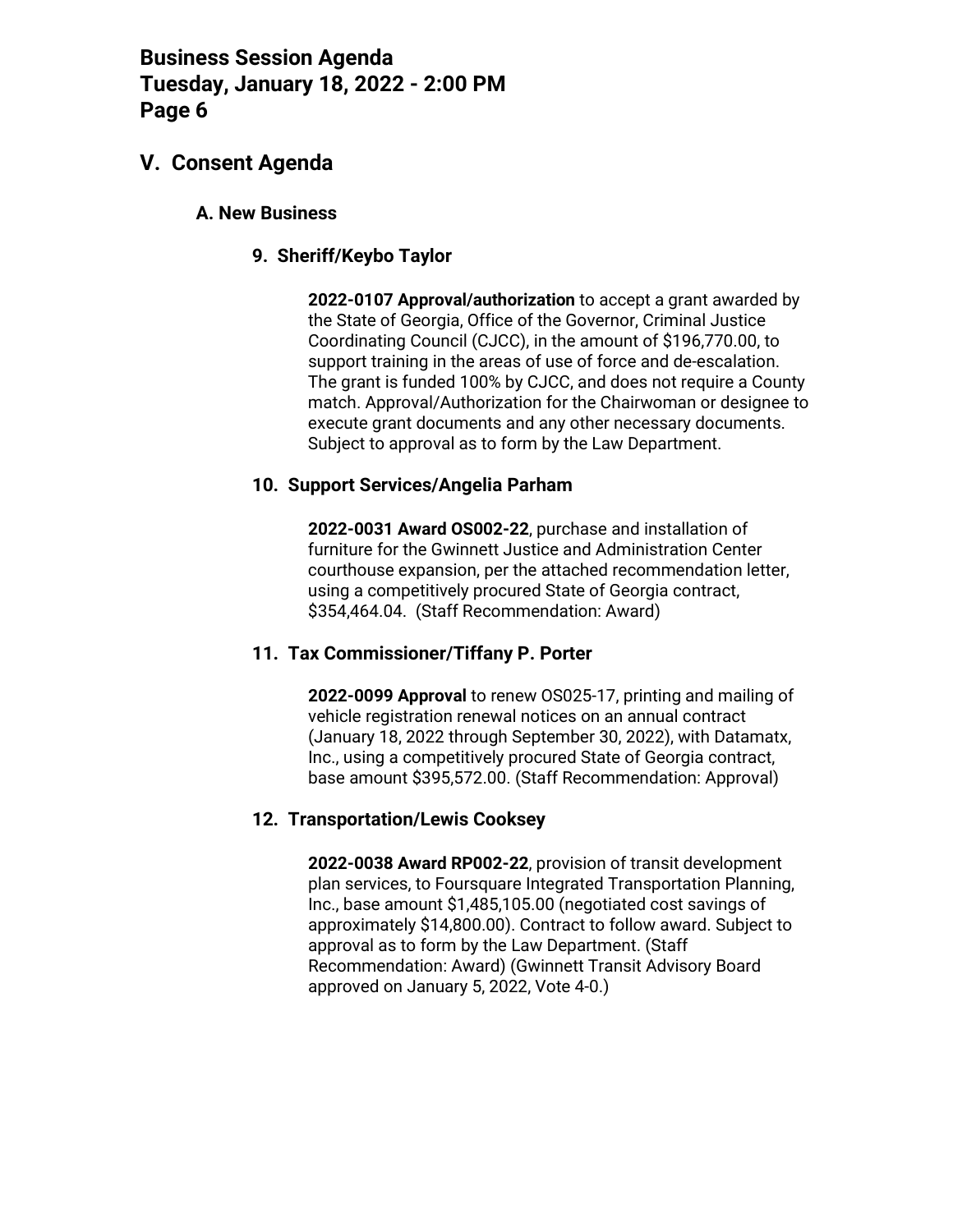## V. Consent Agenda

### A. New Business

#### 9. Sheriff/Keybo Taylor

**2022-0107 Approval/authorization** to accept a grant awarded by the State of Georgia, Office of the Governor, Criminal Justice Coordinating Council (CJCC), in the amount of $196,770.00, to support training in the areas of use of force and de-escalation. The grant is funded 100% by CJCC, and does not require a County match. Approval/Authorization for the Chairwoman or designee to execute grant documents and any other necessary documents. Subject to approval as to form by the Law Department.

#### 10. Support Services/Angelia Parham

**2022-0031 Award OS002-22**, purchase and installation of furniture for the Gwinnett Justice and Administration Center courthouse expansion, per the attached recommendation letter, using a competitively procured State of Georgia contract, $354,464.04. (Staff Recommendation: Award)

#### 11. Tax Commissioner/Tiffany P. Porter

**2022-0099 Approval** to renew OS025-17, printing and mailing of vehicle registration renewal notices on an annual contract (January 18, 2022 through September 30, 2022), with Datamatx, Inc., using a competitively procured State of Georgia contract, base amount $395,572.00. (Staff Recommendation: Approval)

#### 12. Transportation/Lewis Cooksey

**2022-0038 Award RP002-22**, provision of transit development plan services, to Foursquare Integrated Transportation Planning, Inc., base amount $1,485,105.00 (negotiated cost savings of approximately $14,800.00). Contract to follow award. Subject to approval as to form by the Law Department. (Staff Recommendation: Award) (Gwinnett Transit Advisory Board approved on January 5, 2022, Vote 4-0.)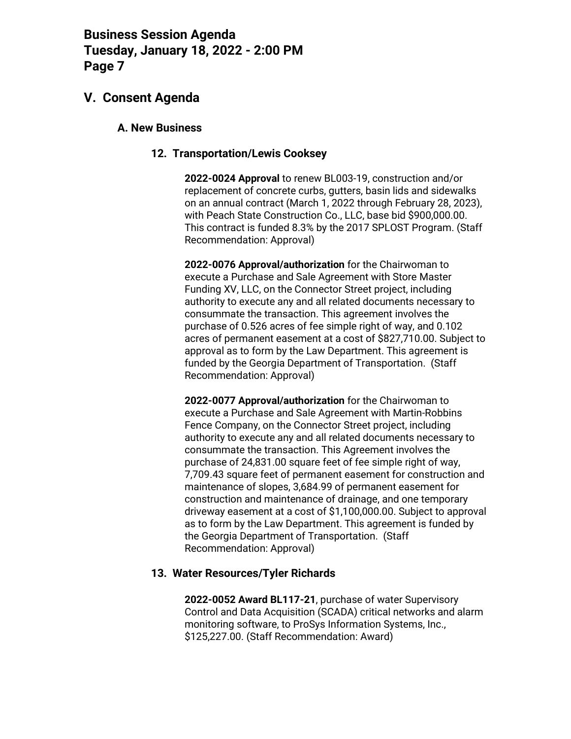## V. Consent Agenda

### A. New Business

#### 12. Transportation/Lewis Cooksey

**2022-0024 Approval** to renew BL003-19, construction and/or replacement of concrete curbs, gutters, basin lids and sidewalks on an annual contract (March 1, 2022 through February 28, 2023), with Peach State Construction Co., LLC, base bid $900,000.00. This contract is funded 8.3% by the 2017 SPLOST Program. (Staff Recommendation: Approval)

**2022-0076 Approval/authorization** for the Chairwoman to execute a Purchase and Sale Agreement with Store Master Funding XV, LLC, on the Connector Street project, including authority to execute any and all related documents necessary to consummate the transaction. This agreement involves the purchase of 0.526 acres of fee simple right of way, and 0.102 acres of permanent easement at a cost of $827,710.00. Subject to approval as to form by the Law Department. This agreement is funded by the Georgia Department of Transportation. (Staff Recommendation: Approval)

**2022-0077 Approval/authorization** for the Chairwoman to execute a Purchase and Sale Agreement with Martin-Robbins Fence Company, on the Connector Street project, including authority to execute any and all related documents necessary to consummate the transaction. This Agreement involves the purchase of 24,831.00 square feet of fee simple right of way, 7,709.43 square feet of permanent easement for construction and maintenance of slopes, 3,684.99 of permanent easement for construction and maintenance of drainage, and one temporary driveway easement at a cost of $1,100,000.00. Subject to approval as to form by the Law Department. This agreement is funded by the Georgia Department of Transportation. (Staff Recommendation: Approval)

#### 13. Water Resources/Tyler Richards

**2022-0052 Award BL117-21**, purchase of water Supervisory Control and Data Acquisition (SCADA) critical networks and alarm monitoring software, to ProSys Information Systems, Inc., $125,227.00. (Staff Recommendation: Award)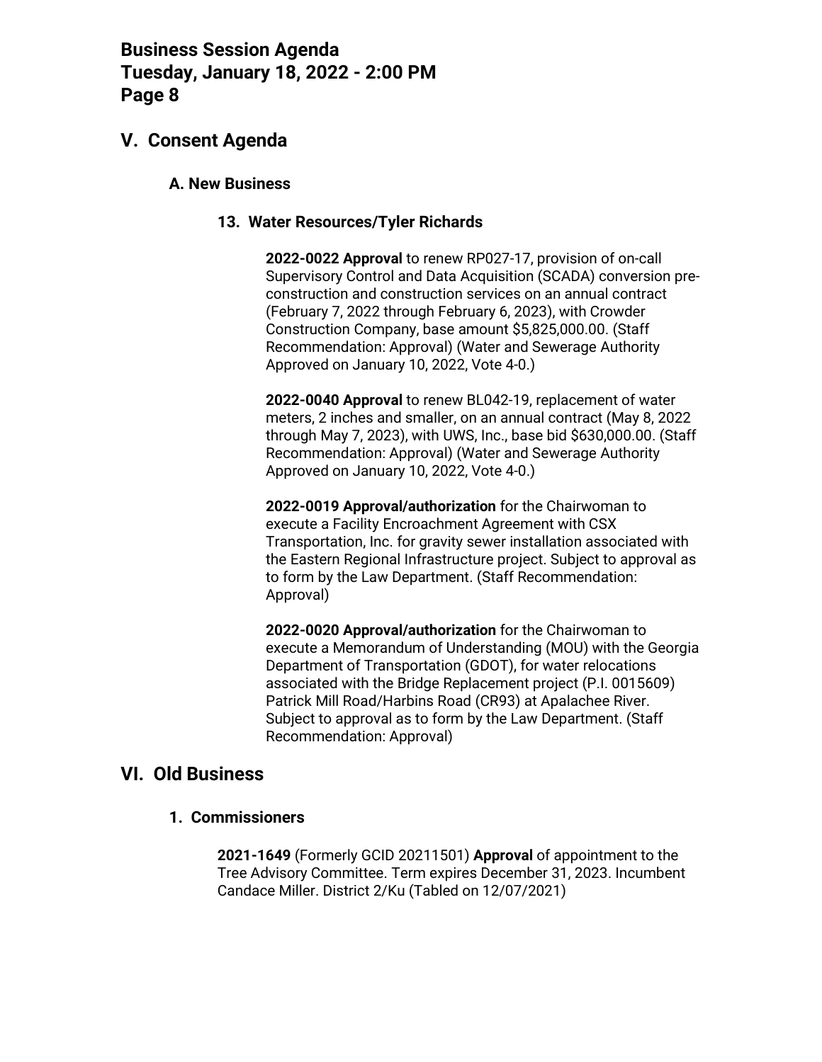## V. Consent Agenda

### A. New Business

#### 13. Water Resources/Tyler Richards

**2022-0022 Approval** to renew RP027-17, provision of on-call Supervisory Control and Data Acquisition (SCADA) conversion pre-construction and construction services on an annual contract (February 7, 2022 through February 6, 2023), with Crowder Construction Company, base amount $5,825,000.00. (Staff Recommendation: Approval) (Water and Sewerage Authority Approved on January 10, 2022, Vote 4-0.)

**2022-0040 Approval** to renew BL042-19, replacement of water meters, 2 inches and smaller, on an annual contract (May 8, 2022 through May 7, 2023), with UWS, Inc., base bid $630,000.00. (Staff Recommendation: Approval) (Water and Sewerage Authority Approved on January 10, 2022, Vote 4-0.)

**2022-0019 Approval/authorization** for the Chairwoman to execute a Facility Encroachment Agreement with CSX Transportation, Inc. for gravity sewer installation associated with the Eastern Regional Infrastructure project. Subject to approval as to form by the Law Department. (Staff Recommendation: Approval)

**2022-0020 Approval/authorization** for the Chairwoman to execute a Memorandum of Understanding (MOU) with the Georgia Department of Transportation (GDOT), for water relocations associated with the Bridge Replacement project (P.I. 0015609) Patrick Mill Road/Harbins Road (CR93) at Apalachee River. Subject to approval as to form by the Law Department. (Staff Recommendation: Approval)

## VI. Old Business

### 1. Commissioners

**2021-1649** (Formerly GCID 20211501) **Approval** of appointment to the Tree Advisory Committee. Term expires December 31, 2023. Incumbent Candace Miller. District 2/Ku (Tabled on 12/07/2021)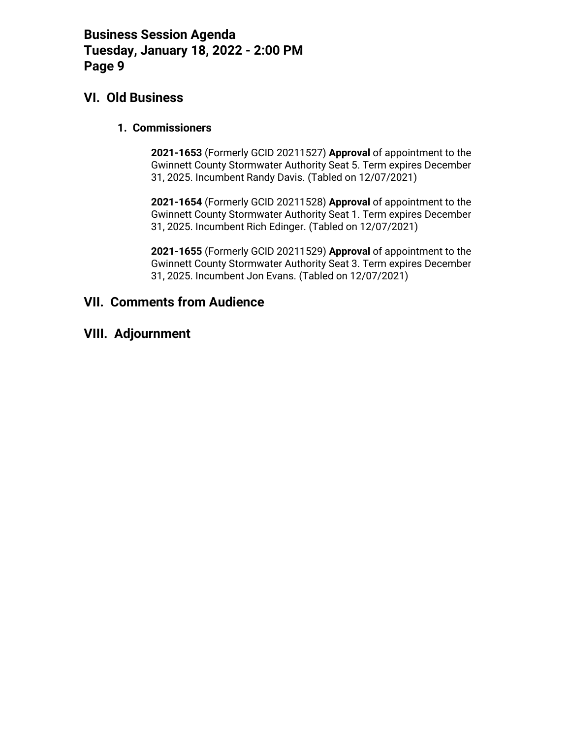## VI. Old Business

### 1. Commissioners

**2021-1653** (Formerly GCID 20211527) **Approval** of appointment to the Gwinnett County Stormwater Authority Seat 5. Term expires December 31, 2025. Incumbent Randy Davis. (Tabled on 12/07/2021)

**2021-1654** (Formerly GCID 20211528) **Approval** of appointment to the Gwinnett County Stormwater Authority Seat 1. Term expires December 31, 2025. Incumbent Rich Edinger. (Tabled on 12/07/2021)

**2021-1655** (Formerly GCID 20211529) **Approval** of appointment to the Gwinnett County Stormwater Authority Seat 3. Term expires December 31, 2025. Incumbent Jon Evans. (Tabled on 12/07/2021)

## VII. Comments from Audience

## VIII. Adjournment